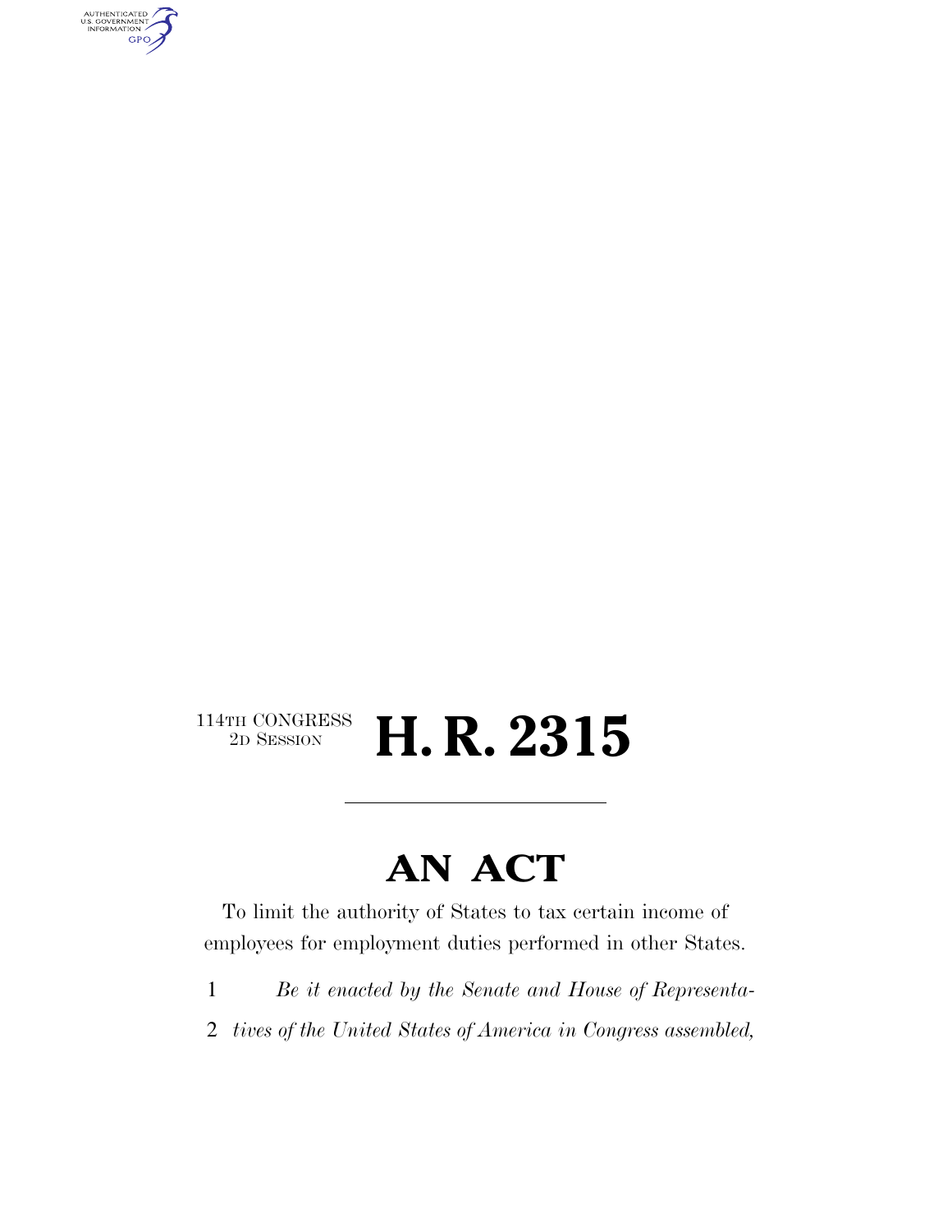114TH CONGRESS
2D SESSION

# H. R. 2315

## AN ACT

To limit the authority of States to tax certain income of employees for employment duties performed in other States.

1 *Be it enacted by the Senate and House of Representa-*
2 *tives of the United States of America in Congress assembled,*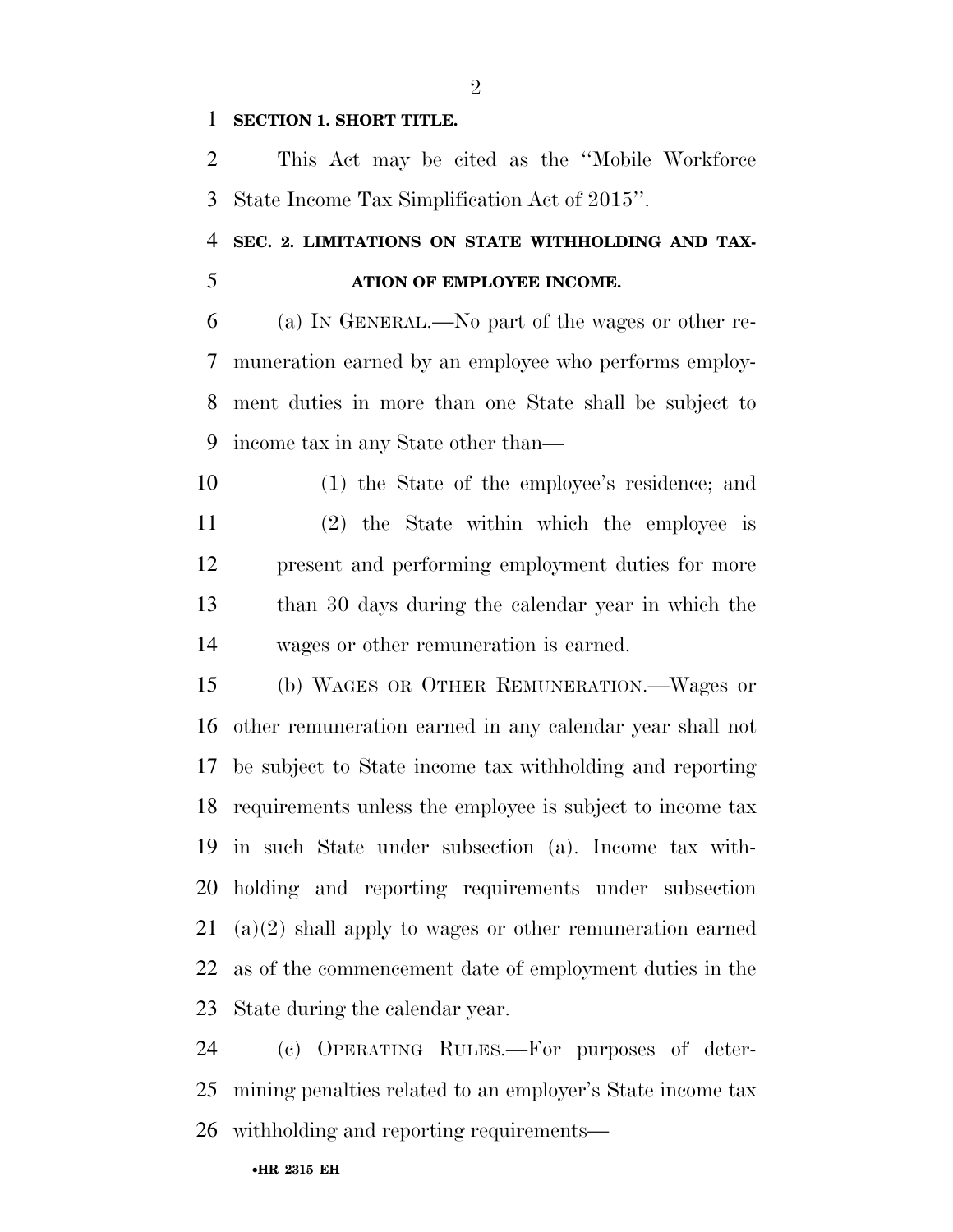**SECTION 1. SHORT TITLE.**

This Act may be cited as the ''Mobile Workforce State Income Tax Simplification Act of 2015''.

**SEC. 2. LIMITATIONS ON STATE WITHHOLDING AND TAXATION OF EMPLOYEE INCOME.**

(a) IN GENERAL.—No part of the wages or other remuneration earned by an employee who performs employment duties in more than one State shall be subject to income tax in any State other than—

(1) the State of the employee's residence; and

(2) the State within which the employee is present and performing employment duties for more than 30 days during the calendar year in which the wages or other remuneration is earned.

(b) WAGES OR OTHER REMUNERATION.—Wages or other remuneration earned in any calendar year shall not be subject to State income tax withholding and reporting requirements unless the employee is subject to income tax in such State under subsection (a). Income tax withholding and reporting requirements under subsection (a)(2) shall apply to wages or other remuneration earned as of the commencement date of employment duties in the State during the calendar year.

(c) OPERATING RULES.—For purposes of determining penalties related to an employer's State income tax withholding and reporting requirements—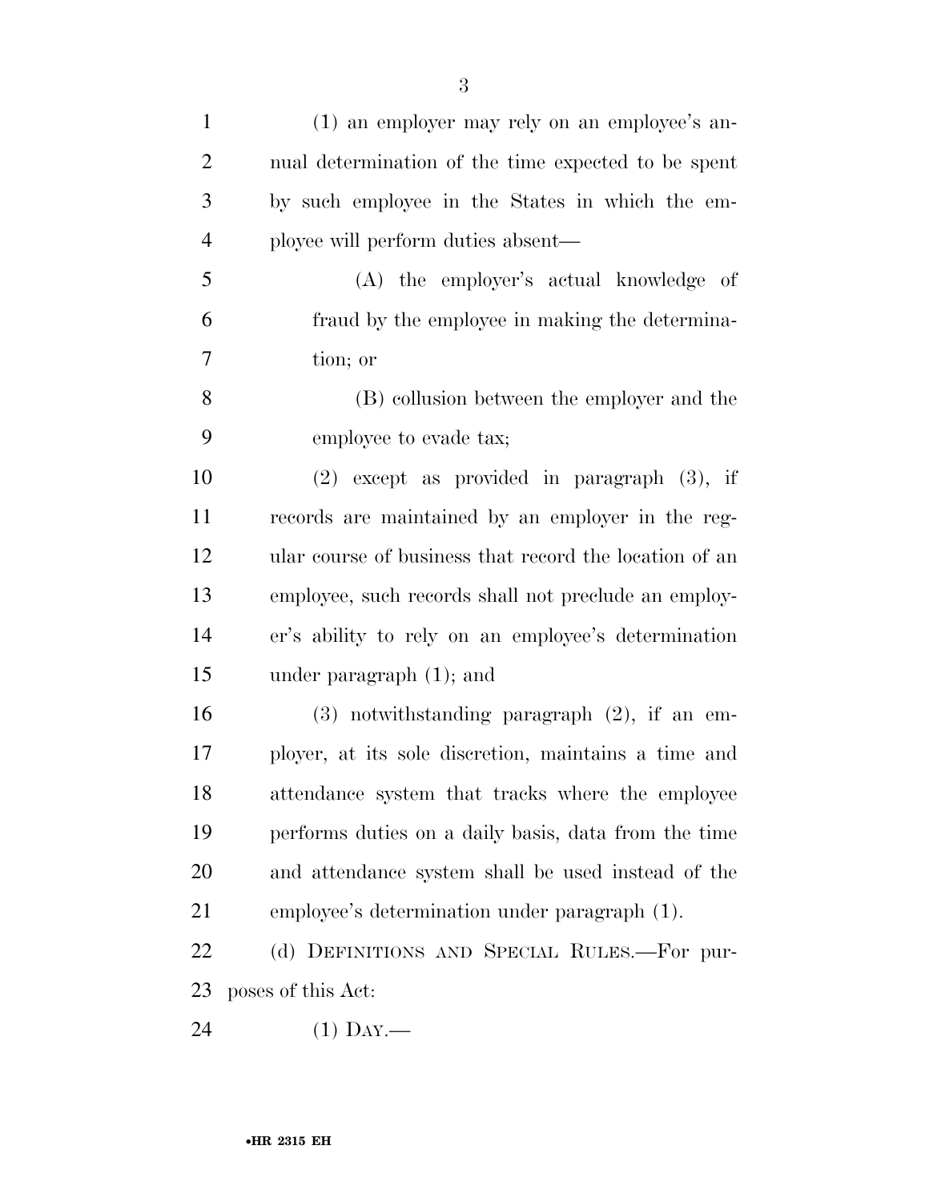(1) an employer may rely on an employee's annual determination of the time expected to be spent by such employee in the States in which the employee will perform duties absent—

(A) the employer's actual knowledge of fraud by the employee in making the determination; or

(B) collusion between the employer and the employee to evade tax;

(2) except as provided in paragraph (3), if records are maintained by an employer in the regular course of business that record the location of an employee, such records shall not preclude an employer's ability to rely on an employee's determination under paragraph (1); and

(3) notwithstanding paragraph (2), if an employer, at its sole discretion, maintains a time and attendance system that tracks where the employee performs duties on a daily basis, data from the time and attendance system shall be used instead of the employee's determination under paragraph (1).

(d) DEFINITIONS AND SPECIAL RULES.—For purposes of this Act:

(1) DAY.—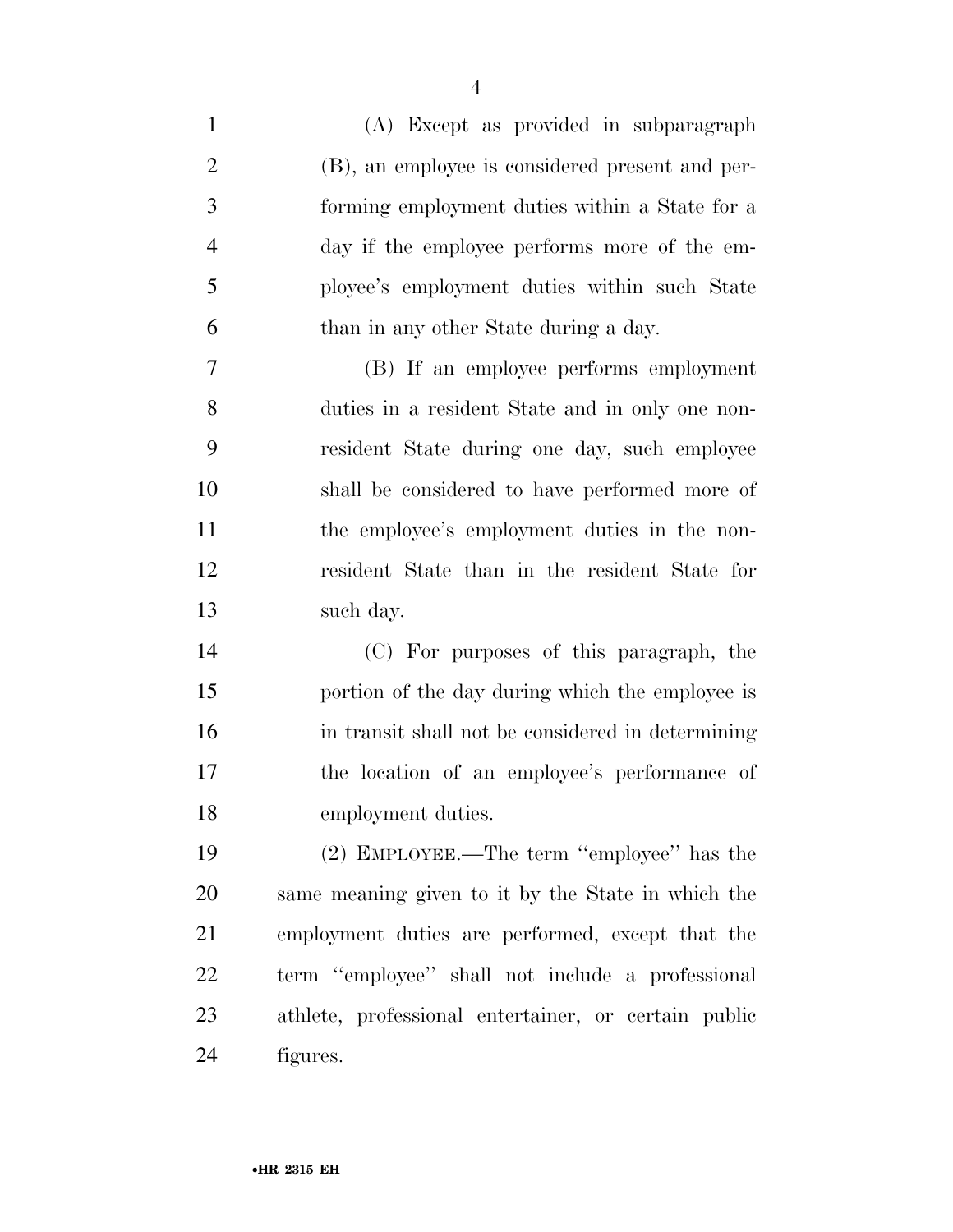(A) Except as provided in subparagraph (B), an employee is considered present and performing employment duties within a State for a day if the employee performs more of the employee's employment duties within such State than in any other State during a day.

(B) If an employee performs employment duties in a resident State and in only one nonresident State during one day, such employee shall be considered to have performed more of the employee's employment duties in the nonresident State than in the resident State for such day.

(C) For purposes of this paragraph, the portion of the day during which the employee is in transit shall not be considered in determining the location of an employee's performance of employment duties.

(2) EMPLOYEE.—The term ''employee'' has the same meaning given to it by the State in which the employment duties are performed, except that the term ''employee'' shall not include a professional athlete, professional entertainer, or certain public figures.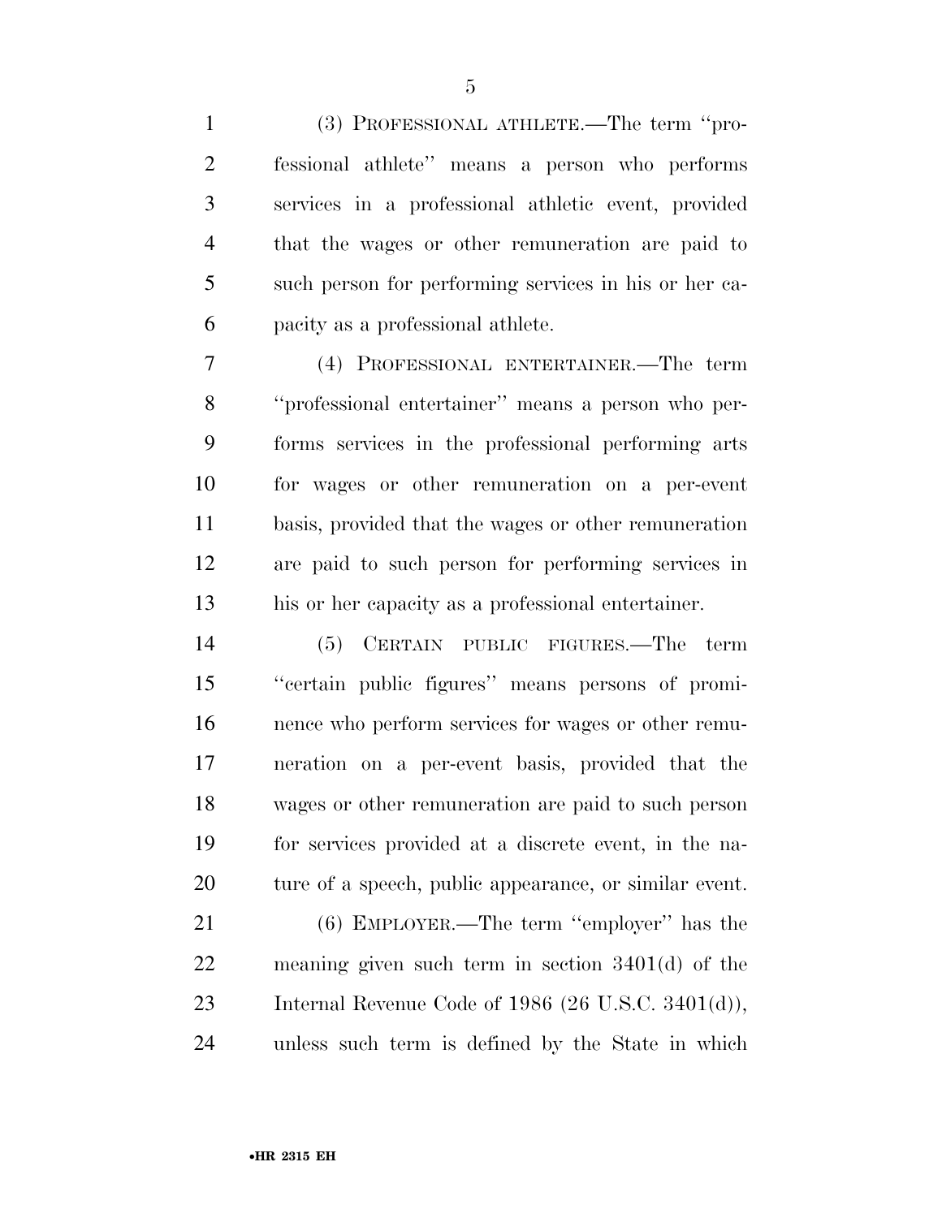(3) PROFESSIONAL ATHLETE.—The term ''professional athlete'' means a person who performs services in a professional athletic event, provided that the wages or other remuneration are paid to such person for performing services in his or her capacity as a professional athlete.

(4) PROFESSIONAL ENTERTAINER.—The term ''professional entertainer'' means a person who performs services in the professional performing arts for wages or other remuneration on a per-event basis, provided that the wages or other remuneration are paid to such person for performing services in his or her capacity as a professional entertainer.

(5) CERTAIN PUBLIC FIGURES.—The term ''certain public figures'' means persons of prominence who perform services for wages or other remuneration on a per-event basis, provided that the wages or other remuneration are paid to such person for services provided at a discrete event, in the nature of a speech, public appearance, or similar event.

(6) EMPLOYER.—The term ''employer'' has the meaning given such term in section 3401(d) of the Internal Revenue Code of 1986 (26 U.S.C. 3401(d)), unless such term is defined by the State in which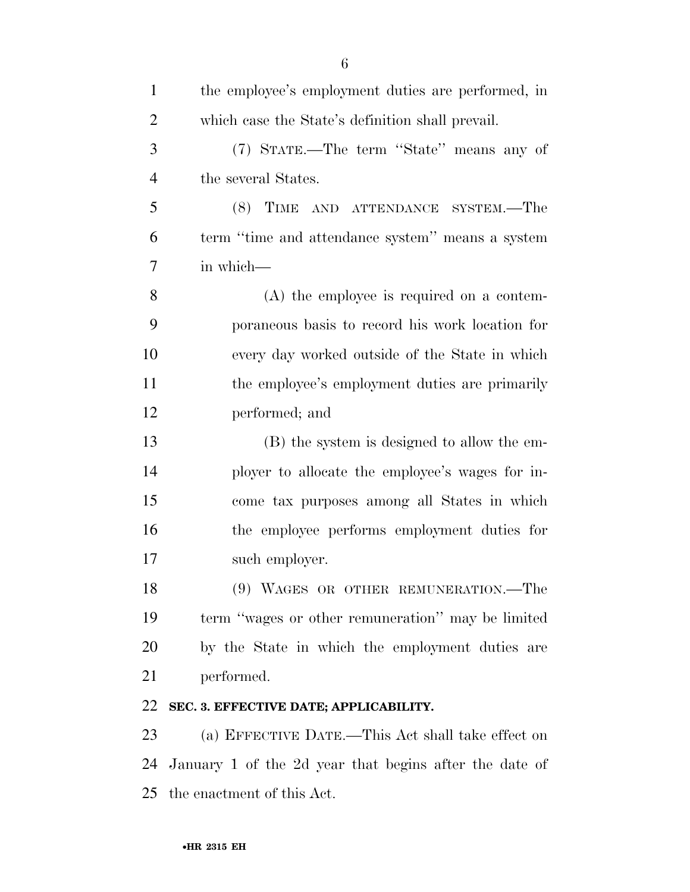the employee's employment duties are performed, in which case the State's definition shall prevail.

(7) STATE.—The term "State" means any of the several States.

(8) TIME AND ATTENDANCE SYSTEM.—The term "time and attendance system" means a system in which—

(A) the employee is required on a contemporaneous basis to record his work location for every day worked outside of the State in which the employee's employment duties are primarily performed; and

(B) the system is designed to allow the employer to allocate the employee's wages for income tax purposes among all States in which the employee performs employment duties for such employer.

(9) WAGES OR OTHER REMUNERATION.—The term "wages or other remuneration" may be limited by the State in which the employment duties are performed.

**SEC. 3. EFFECTIVE DATE; APPLICABILITY.**

(a) EFFECTIVE DATE.—This Act shall take effect on January 1 of the 2d year that begins after the date of the enactment of this Act.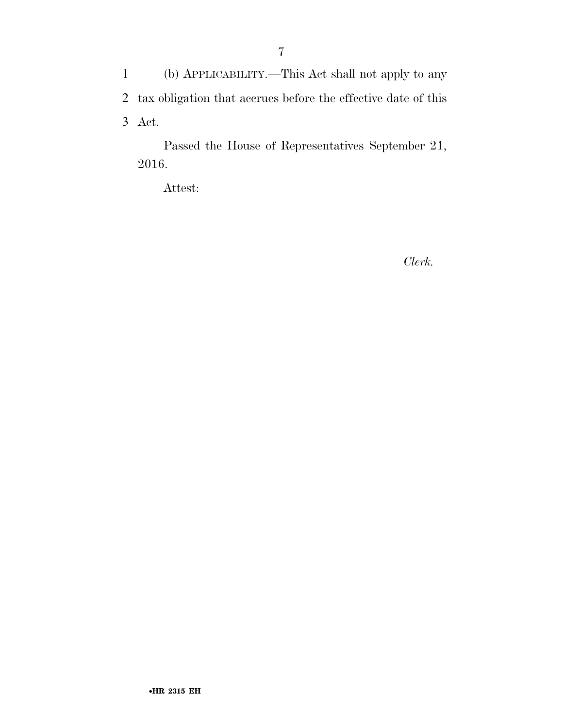(b) APPLICABILITY.—This Act shall not apply to any tax obligation that accrues before the effective date of this Act.

Passed the House of Representatives September 21, 2016.

Attest:

*Clerk.*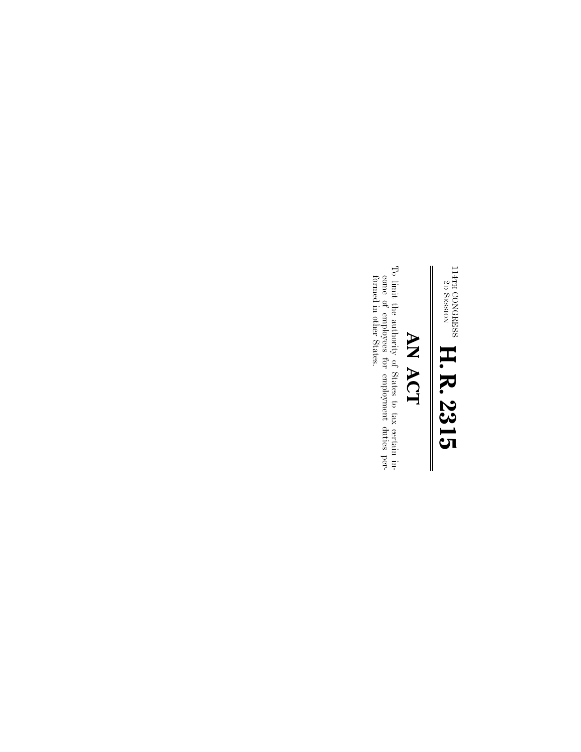114TH CONGRESS
2D SESSION

# H. R. 2315

# AN ACT

To limit the authority of States to tax certain income of employees for employment duties performed in other States.